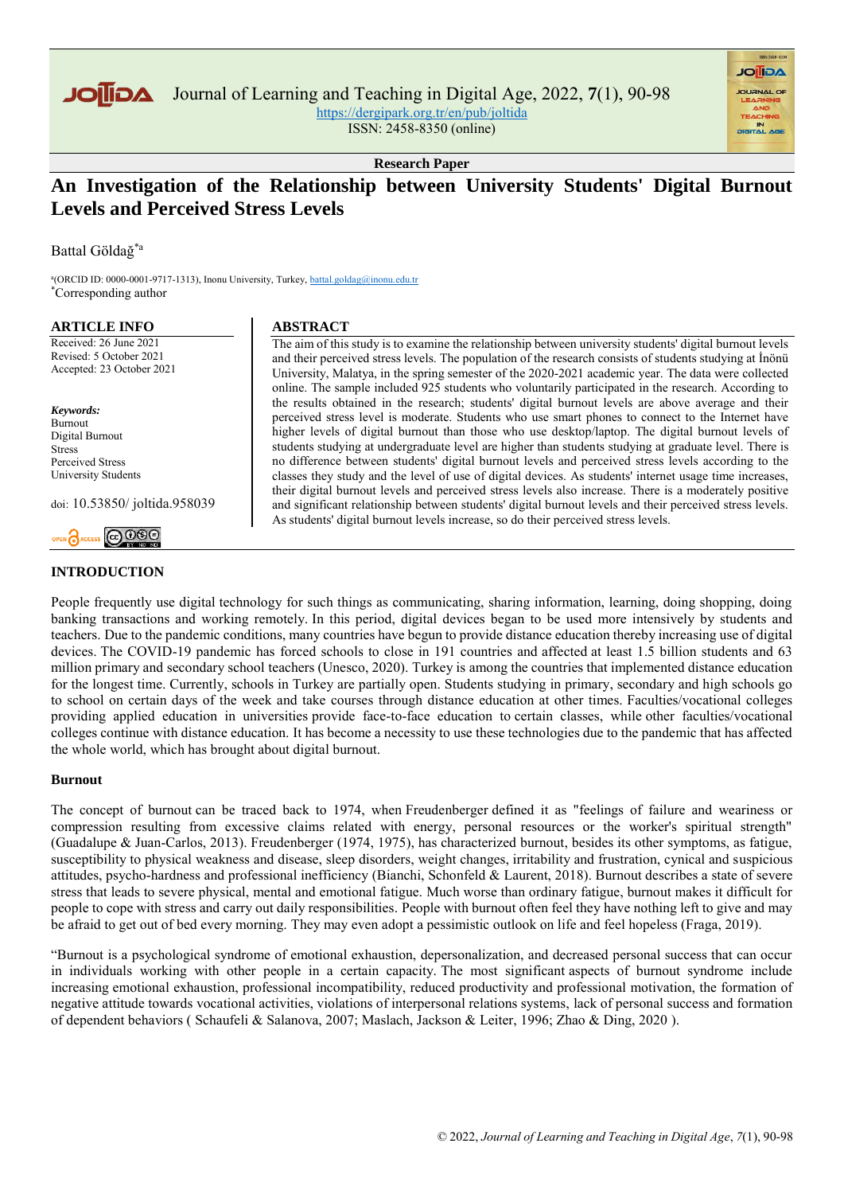**Research Paper**

# An Investigation of the Relationship between University Students' Digital Burnout Levels and Perceived Stress Levels

Battal Göldağ[*a]

[a](ORCID ID: 0000-0001-9717-1313), Inonu University, Turkey, battal.goldag@inonu.edu.tr
[*]Corresponding author

**ARTICLE INFO**

Received: 26 June 2021
Revised: 5 October 2021
Accepted: 23 October 2021

***Keywords:***
Burnout
Digital Burnout
Stress
Perceived Stress
University Students

doi: 10.53850/ joltida.958039

**ABSTRACT**

The aim of this study is to examine the relationship between university students' digital burnout levels and their perceived stress levels. The population of the research consists of students studying at İnönü University, Malatya, in the spring semester of the 2020-2021 academic year. The data were collected online. The sample included 925 students who voluntarily participated in the research. According to the results obtained in the research; students' digital burnout levels are above average and their perceived stress level is moderate. Students who use smart phones to connect to the Internet have higher levels of digital burnout than those who use desktop/laptop. The digital burnout levels of students studying at undergraduate level are higher than students studying at graduate level. There is no difference between students' digital burnout levels and perceived stress levels according to the classes they study and the level of use of digital devices. As students' internet usage time increases, their digital burnout levels and perceived stress levels also increase. There is a moderately positive and significant relationship between students' digital burnout levels and their perceived stress levels. As students' digital burnout levels increase, so do their perceived stress levels.

## INTRODUCTION

People frequently use digital technology for such things as communicating, sharing information, learning, doing shopping, doing banking transactions and working remotely. In this period, digital devices began to be used more intensively by students and teachers. Due to the pandemic conditions, many countries have begun to provide distance education thereby increasing use of digital devices. The COVID-19 pandemic has forced schools to close in 191 countries and affected at least 1.5 billion students and 63 million primary and secondary school teachers (Unesco, 2020). Turkey is among the countries that implemented distance education for the longest time. Currently, schools in Turkey are partially open. Students studying in primary, secondary and high schools go to school on certain days of the week and take courses through distance education at other times. Faculties/vocational colleges providing applied education in universities provide face-to-face education to certain classes, while other faculties/vocational colleges continue with distance education. It has become a necessity to use these technologies due to the pandemic that has affected the whole world, which has brought about digital burnout.

### Burnout

The concept of burnout can be traced back to 1974, when Freudenberger defined it as "feelings of failure and weariness or compression resulting from excessive claims related with energy, personal resources or the worker's spiritual strength" (Guadalupe & Juan-Carlos, 2013). Freudenberger (1974, 1975), has characterized burnout, besides its other symptoms, as fatigue, susceptibility to physical weakness and disease, sleep disorders, weight changes, irritability and frustration, cynical and suspicious attitudes, psycho-hardness and professional inefficiency (Bianchi, Schonfeld & Laurent, 2018). Burnout describes a state of severe stress that leads to severe physical, mental and emotional fatigue. Much worse than ordinary fatigue, burnout makes it difficult for people to cope with stress and carry out daily responsibilities. People with burnout often feel they have nothing left to give and may be afraid to get out of bed every morning. They may even adopt a pessimistic outlook on life and feel hopeless (Fraga, 2019).

"Burnout is a psychological syndrome of emotional exhaustion, depersonalization, and decreased personal success that can occur in individuals working with other people in a certain capacity. The most significant aspects of burnout syndrome include increasing emotional exhaustion, professional incompatibility, reduced productivity and professional motivation, the formation of negative attitude towards vocational activities, violations of interpersonal relations systems, lack of personal success and formation of dependent behaviors ( Schaufeli & Salanova, 2007; Maslach, Jackson & Leiter, 1996; Zhao & Ding, 2020 ).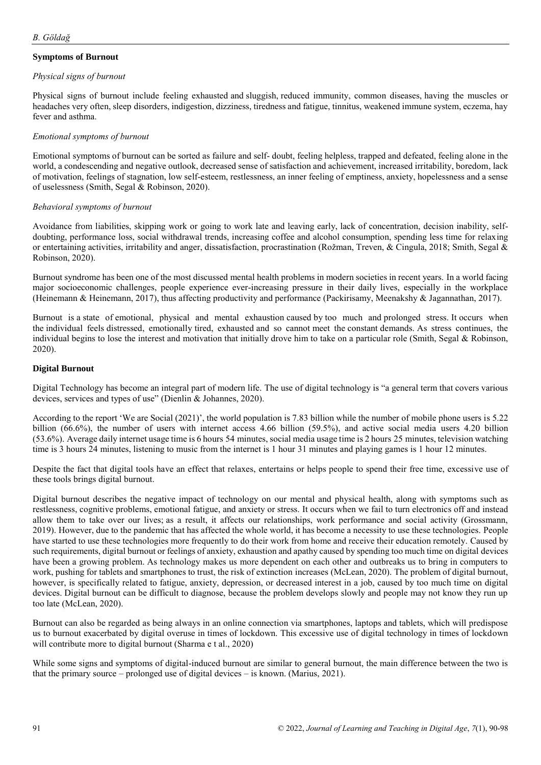## Symptoms of Burnout

### *Physical signs of burnout*

Physical signs of burnout include feeling exhausted and sluggish, reduced immunity, common diseases, having the muscles or headaches very often, sleep disorders, indigestion, dizziness, tiredness and fatigue, tinnitus, weakened immune system, eczema, hay fever and asthma.

### *Emotional symptoms of burnout*

Emotional symptoms of burnout can be sorted as failure and self- doubt, feeling helpless, trapped and defeated, feeling alone in the world, a condescending and negative outlook, decreased sense of satisfaction and achievement, increased irritability, boredom, lack of motivation, feelings of stagnation, low self-esteem, restlessness, an inner feeling of emptiness, anxiety, hopelessness and a sense of uselessness (Smith, Segal & Robinson, 2020).

### *Behavioral symptoms of burnout*

Avoidance from liabilities, skipping work or going to work late and leaving early, lack of concentration, decision inability, self-doubting, performance loss, social withdrawal trends, increasing coffee and alcohol consumption, spending less time for relaxing or entertaining activities, irritability and anger, dissatisfaction, procrastination (Rožman, Treven, & Cingula, 2018; Smith, Segal & Robinson, 2020).

Burnout syndrome has been one of the most discussed mental health problems in modern societies in recent years. In a world facing major socioeconomic challenges, people experience ever-increasing pressure in their daily lives, especially in the workplace (Heinemann & Heinemann, 2017), thus affecting productivity and performance (Packirisamy, Meenakshy & Jagannathan, 2017).

Burnout is a state of emotional, physical and mental exhaustion caused by too much and prolonged stress. It occurs when the individual feels distressed, emotionally tired, exhausted and so cannot meet the constant demands. As stress continues, the individual begins to lose the interest and motivation that initially drove him to take on a particular role (Smith, Segal & Robinson, 2020).

## Digital Burnout

Digital Technology has become an integral part of modern life. The use of digital technology is "a general term that covers various devices, services and types of use" (Dienlin & Johannes, 2020).

According to the report 'We are Social (2021)', the world population is 7.83 billion while the number of mobile phone users is 5.22 billion (66.6%), the number of users with internet access 4.66 billion (59.5%), and active social media users 4.20 billion (53.6%). Average daily internet usage time is 6 hours 54 minutes, social media usage time is 2 hours 25 minutes, television watching time is 3 hours 24 minutes, listening to music from the internet is 1 hour 31 minutes and playing games is 1 hour 12 minutes.

Despite the fact that digital tools have an effect that relaxes, entertains or helps people to spend their free time, excessive use of these tools brings digital burnout.

Digital burnout describes the negative impact of technology on our mental and physical health, along with symptoms such as restlessness, cognitive problems, emotional fatigue, and anxiety or stress. It occurs when we fail to turn electronics off and instead allow them to take over our lives; as a result, it affects our relationships, work performance and social activity (Grossmann, 2019). However, due to the pandemic that has affected the whole world, it has become a necessity to use these technologies. People have started to use these technologies more frequently to do their work from home and receive their education remotely. Caused by such requirements, digital burnout or feelings of anxiety, exhaustion and apathy caused by spending too much time on digital devices have been a growing problem. As technology makes us more dependent on each other and outbreaks us to bring in computers to work, pushing for tablets and smartphones to trust, the risk of extinction increases (McLean, 2020). The problem of digital burnout, however, is specifically related to fatigue, anxiety, depression, or decreased interest in a job, caused by too much time on digital devices. Digital burnout can be difficult to diagnose, because the problem develops slowly and people may not know they run up too late (McLean, 2020).

Burnout can also be regarded as being always in an online connection via smartphones, laptops and tablets, which will predispose us to burnout exacerbated by digital overuse in times of lockdown. This excessive use of digital technology in times of lockdown will contribute more to digital burnout (Sharma e t al., 2020)

While some signs and symptoms of digital-induced burnout are similar to general burnout, the main difference between the two is that the primary source – prolonged use of digital devices – is known. (Marius, 2021).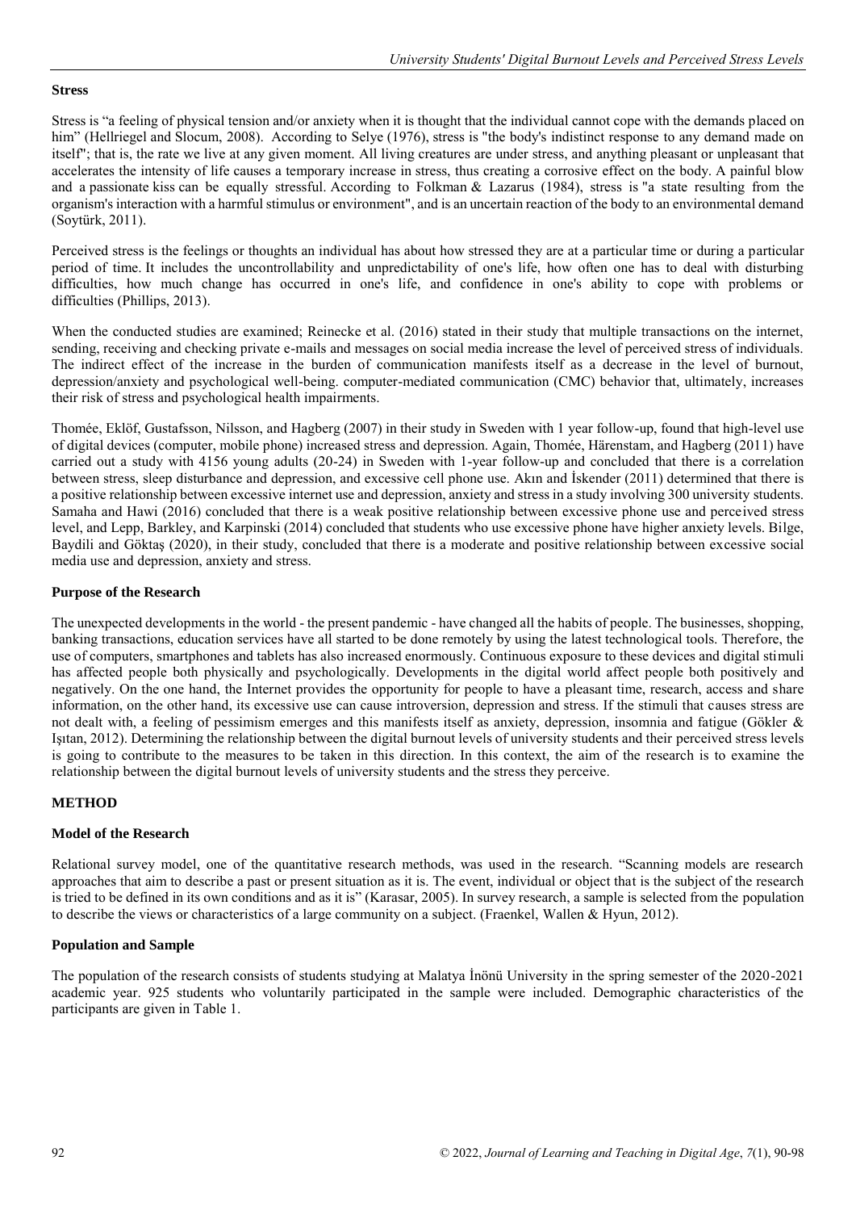**Stress**

Stress is "a feeling of physical tension and/or anxiety when it is thought that the individual cannot cope with the demands placed on him" (Hellriegel and Slocum, 2008). According to Selye (1976), stress is "the body's indistinct response to any demand made on itself"; that is, the rate we live at any given moment. All living creatures are under stress, and anything pleasant or unpleasant that accelerates the intensity of life causes a temporary increase in stress, thus creating a corrosive effect on the body. A painful blow and a passionate kiss can be equally stressful. According to Folkman & Lazarus (1984), stress is "a state resulting from the organism's interaction with a harmful stimulus or environment", and is an uncertain reaction of the body to an environmental demand (Soytürk, 2011).

Perceived stress is the feelings or thoughts an individual has about how stressed they are at a particular time or during a particular period of time. It includes the uncontrollability and unpredictability of one's life, how often one has to deal with disturbing difficulties, how much change has occurred in one's life, and confidence in one's ability to cope with problems or difficulties (Phillips, 2013).

When the conducted studies are examined; Reinecke et al. (2016) stated in their study that multiple transactions on the internet, sending, receiving and checking private e-mails and messages on social media increase the level of perceived stress of individuals. The indirect effect of the increase in the burden of communication manifests itself as a decrease in the level of burnout, depression/anxiety and psychological well-being. computer-mediated communication (CMC) behavior that, ultimately, increases their risk of stress and psychological health impairments.

Thomée, Eklöf, Gustafsson, Nilsson, and Hagberg (2007) in their study in Sweden with 1 year follow-up, found that high-level use of digital devices (computer, mobile phone) increased stress and depression. Again, Thomée, Härenstam, and Hagberg (2011) have carried out a study with 4156 young adults (20-24) in Sweden with 1-year follow-up and concluded that there is a correlation between stress, sleep disturbance and depression, and excessive cell phone use. Akın and İskender (2011) determined that there is a positive relationship between excessive internet use and depression, anxiety and stress in a study involving 300 university students. Samaha and Hawi (2016) concluded that there is a weak positive relationship between excessive phone use and perceived stress level, and Lepp, Barkley, and Karpinski (2014) concluded that students who use excessive phone have higher anxiety levels. Bilge, Baydili and Göktaş (2020), in their study, concluded that there is a moderate and positive relationship between excessive social media use and depression, anxiety and stress.

**Purpose of the Research**

The unexpected developments in the world - the present pandemic - have changed all the habits of people. The businesses, shopping, banking transactions, education services have all started to be done remotely by using the latest technological tools. Therefore, the use of computers, smartphones and tablets has also increased enormously. Continuous exposure to these devices and digital stimuli has affected people both physically and psychologically. Developments in the digital world affect people both positively and negatively. On the one hand, the Internet provides the opportunity for people to have a pleasant time, research, access and share information, on the other hand, its excessive use can cause introversion, depression and stress. If the stimuli that causes stress are not dealt with, a feeling of pessimism emerges and this manifests itself as anxiety, depression, insomnia and fatigue (Gökler & Işıtan, 2012). Determining the relationship between the digital burnout levels of university students and their perceived stress levels is going to contribute to the measures to be taken in this direction. In this context, the aim of the research is to examine the relationship between the digital burnout levels of university students and the stress they perceive.

## METHOD

**Model of the Research**

Relational survey model, one of the quantitative research methods, was used in the research. "Scanning models are research approaches that aim to describe a past or present situation as it is. The event, individual or object that is the subject of the research is tried to be defined in its own conditions and as it is" (Karasar, 2005). In survey research, a sample is selected from the population to describe the views or characteristics of a large community on a subject. (Fraenkel, Wallen & Hyun, 2012).

**Population and Sample**

The population of the research consists of students studying at Malatya İnönü University in the spring semester of the 2020-2021 academic year. 925 students who voluntarily participated in the sample were included. Demographic characteristics of the participants are given in Table 1.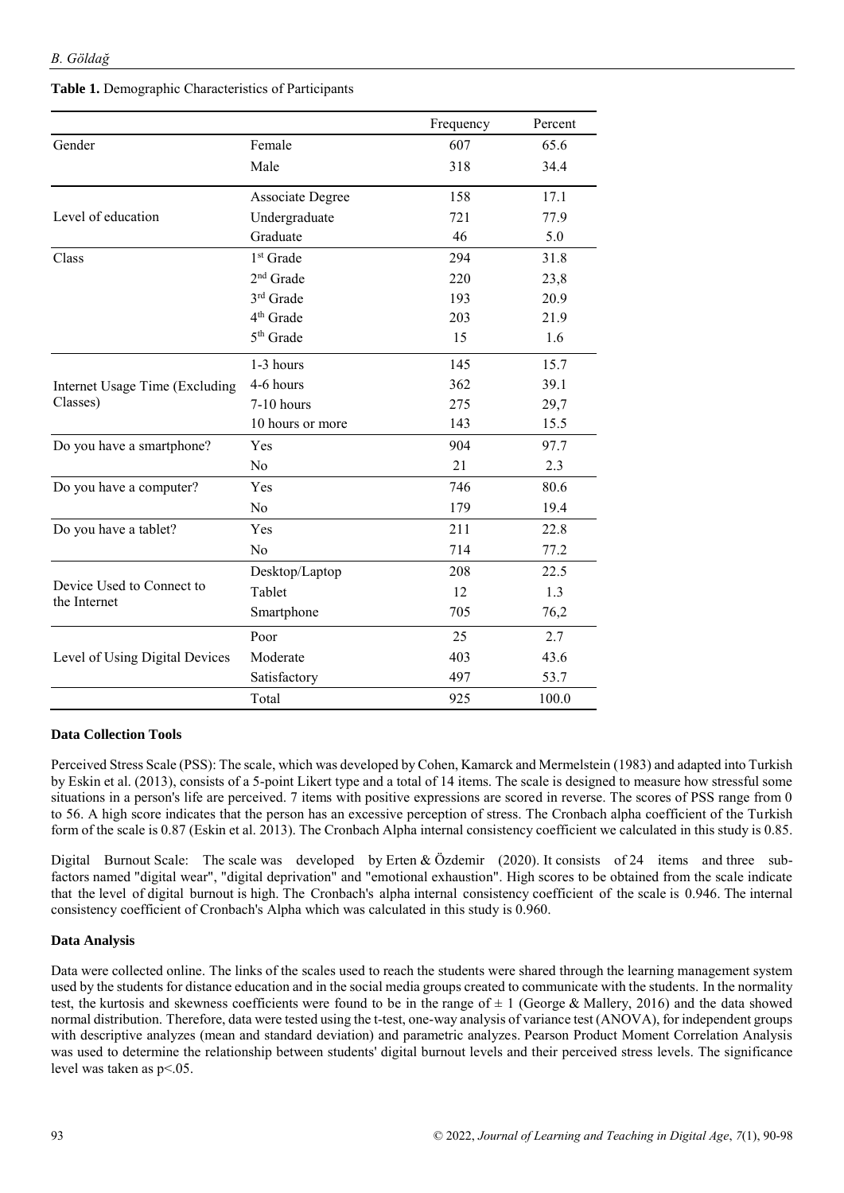**Table 1.** Demographic Characteristics of Participants

| | | Frequency | Percent |
|---|---|---|---|
| Gender | Female | 607 | 65.6 |
| | Male | 318 | 34.4 |
| Level of education | Associate Degree | 158 | 17.1 |
| | Undergraduate | 721 | 77.9 |
| | Graduate | 46 | 5.0 |
| Class | 1st Grade | 294 | 31.8 |
| | 2nd Grade | 220 | 23,8 |
| | 3rd Grade | 193 | 20.9 |
| | 4th Grade | 203 | 21.9 |
| | 5th Grade | 15 | 1.6 |
| Internet Usage Time (Excluding Classes) | 1-3 hours | 145 | 15.7 |
| | 4-6 hours | 362 | 39.1 |
| | 7-10 hours | 275 | 29,7 |
| | 10 hours or more | 143 | 15.5 |
| Do you have a smartphone? | Yes | 904 | 97.7 |
| | No | 21 | 2.3 |
| Do you have a computer? | Yes | 746 | 80.6 |
| | No | 179 | 19.4 |
| Do you have a tablet? | Yes | 211 | 22.8 |
| | No | 714 | 77.2 |
| Device Used to Connect to the Internet | Desktop/Laptop | 208 | 22.5 |
| | Tablet | 12 | 1.3 |
| | Smartphone | 705 | 76,2 |
| Level of Using Digital Devices | Poor | 25 | 2.7 |
| | Moderate | 403 | 43.6 |
| | Satisfactory | 497 | 53.7 |
| | Total | 925 | 100.0 |

### Data Collection Tools

Perceived Stress Scale (PSS): The scale, which was developed by Cohen, Kamarck and Mermelstein (1983) and adapted into Turkish by Eskin et al. (2013), consists of a 5-point Likert type and a total of 14 items. The scale is designed to measure how stressful some situations in a person's life are perceived. 7 items with positive expressions are scored in reverse. The scores of PSS range from 0 to 56. A high score indicates that the person has an excessive perception of stress. The Cronbach alpha coefficient of the Turkish form of the scale is 0.87 (Eskin et al. 2013). The Cronbach Alpha internal consistency coefficient we calculated in this study is 0.85.

Digital Burnout Scale: The scale was developed by Erten & Özdemir (2020). It consists of 24 items and three sub-factors named "digital wear", "digital deprivation" and "emotional exhaustion". High scores to be obtained from the scale indicate that the level of digital burnout is high. The Cronbach's alpha internal consistency coefficient of the scale is 0.946. The internal consistency coefficient of Cronbach's Alpha which was calculated in this study is 0.960.

### Data Analysis

Data were collected online. The links of the scales used to reach the students were shared through the learning management system used by the students for distance education and in the social media groups created to communicate with the students. In the normality test, the kurtosis and skewness coefficients were found to be in the range of $\pm 1$ (George & Mallery, 2016) and the data showed normal distribution. Therefore, data were tested using the t-test, one-way analysis of variance test (ANOVA), for independent groups with descriptive analyzes (mean and standard deviation) and parametric analyzes. Pearson Product Moment Correlation Analysis was used to determine the relationship between students' digital burnout levels and their perceived stress levels. The significance level was taken as $p<.05$.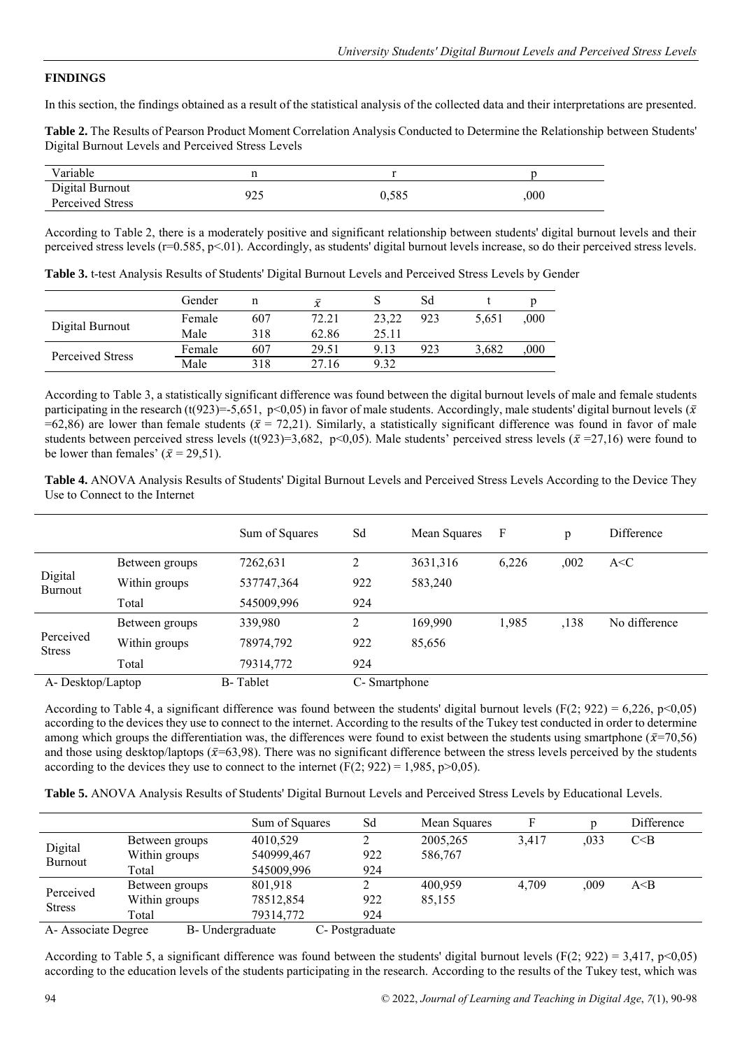## FINDINGS

In this section, the findings obtained as a result of the statistical analysis of the collected data and their interpretations are presented.

**Table 2.** The Results of Pearson Product Moment Correlation Analysis Conducted to Determine the Relationship between Students' Digital Burnout Levels and Perceived Stress Levels

| Variable | n | r | p |
|---|---|---|---|
| Digital Burnout<br>Perceived Stress | 925 | 0,585 | ,000 |

According to Table 2, there is a moderately positive and significant relationship between students' digital burnout levels and their perceived stress levels (r=0.585, p<.01). Accordingly, as students' digital burnout levels increase, so do their perceived stress levels.

**Table 3.** t-test Analysis Results of Students' Digital Burnout Levels and Perceived Stress Levels by Gender

| | Gender | n | $\bar{x}$ | S | Sd | t | p |
|---|---|---|---|---|---|---|---|
| Digital Burnout | Female | 607 | 72.21 | 23,22 | 923 | 5,651 | ,000 |
| | Male | 318 | 62.86 | 25.11 | | | |
| Perceived Stress | Female | 607 | 29.51 | 9.13 | 923 | 3,682 | ,000 |
| | Male | 318 | 27.16 | 9.32 | | | |

According to Table 3, a statistically significant difference was found between the digital burnout levels of male and female students participating in the research (t(923)=-5,651, p<0,05) in favor of male students. Accordingly, male students' digital burnout levels ($\bar{x}$ =62,86) are lower than female students ($\bar{x}$ = 72,21). Similarly, a statistically significant difference was found in favor of male students between perceived stress levels (t(923)=3,682, p<0,05). Male students' perceived stress levels ($\bar{x}$ =27,16) were found to be lower than females' ($\bar{x}$ = 29,51).

**Table 4.** ANOVA Analysis Results of Students' Digital Burnout Levels and Perceived Stress Levels According to the Device They Use to Connect to the Internet

| | | Sum of Squares | Sd | Mean Squares | F | p | Difference |
|---|---|---|---|---|---|---|---|
| Digital Burnout | Between groups | 7262,631 | 2 | 3631,316 | 6,226 | ,002 | A<C |
| | Within groups | 537747,364 | 922 | 583,240 | | | |
| | Total | 545009,996 | 924 | | | | |
| Perceived Stress | Between groups | 339,980 | 2 | 169,990 | 1,985 | ,138 | No difference |
| | Within groups | 78974,792 | 922 | 85,656 | | | |
| | Total | 79314,772 | 924 | | | | |

A- Desktop/Laptop B- Tablet C- Smartphone

According to Table 4, a significant difference was found between the students' digital burnout levels (F(2; 922) = 6,226, p<0,05) according to the devices they use to connect to the internet. According to the results of the Tukey test conducted in order to determine among which groups the differentiation was, the differences were found to exist between the students using smartphone ($\bar{x}$=70,56) and those using desktop/laptops ($\bar{x}$=63,98). There was no significant difference between the stress levels perceived by the students according to the devices they use to connect to the internet (F(2; 922) = 1,985, p>0,05).

**Table 5.** ANOVA Analysis Results of Students' Digital Burnout Levels and Perceived Stress Levels by Educational Levels.

| | | Sum of Squares | Sd | Mean Squares | F | p | Difference |
|---|---|---|---|---|---|---|---|
| Digital Burnout | Between groups | 4010,529 | 2 | 2005,265 | 3,417 | ,033 | C<B |
| | Within groups | 540999,467 | 922 | 586,767 | | | |
| | Total | 545009,996 | 924 | | | | |
| Perceived Stress | Between groups | 801,918 | 2 | 400,959 | 4,709 | ,009 | A<B |
| | Within groups | 78512,854 | 922 | 85,155 | | | |
| | Total | 79314,772 | 924 | | | | |

A- Associate Degree B- Undergraduate C- Postgraduate

According to Table 5, a significant difference was found between the students' digital burnout levels (F(2; 922) = 3,417, p<0,05) according to the education levels of the students participating in the research. According to the results of the Tukey test, which was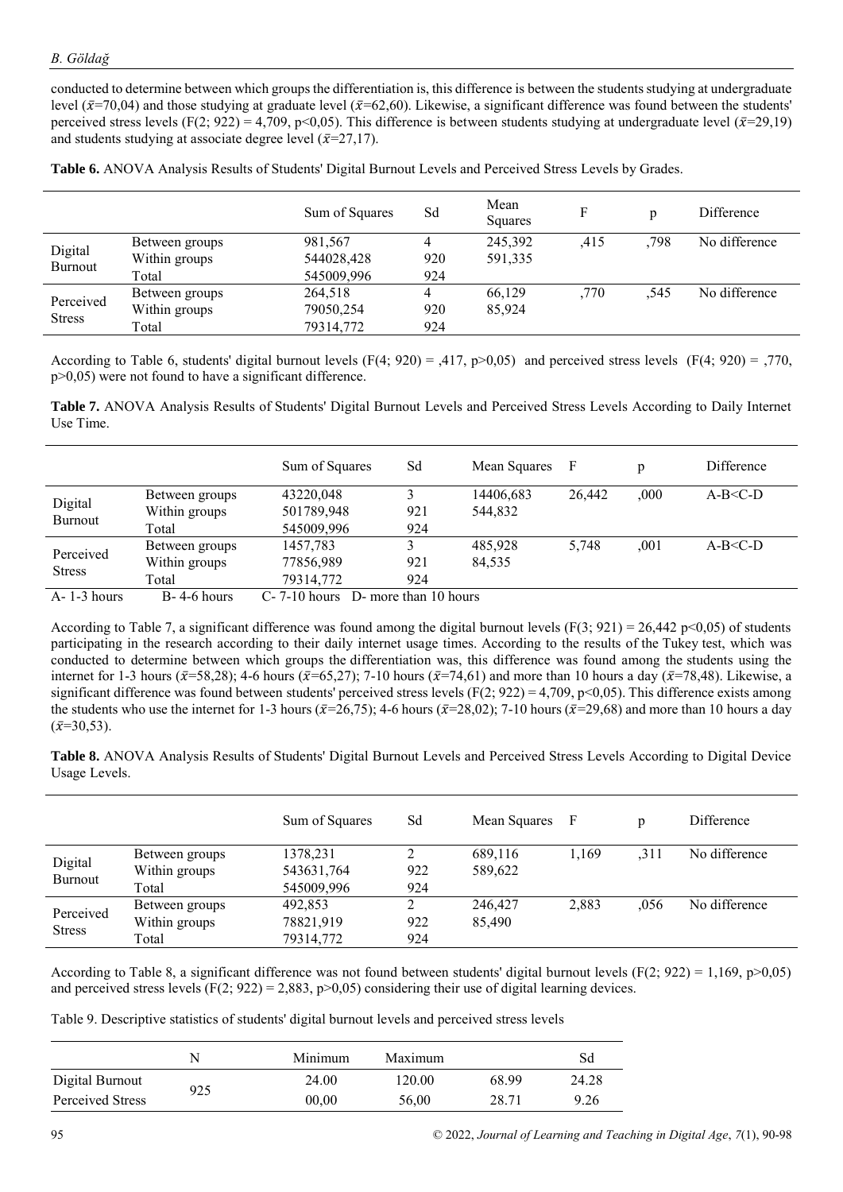conducted to determine between which groups the differentiation is, this difference is between the students studying at undergraduate level ($\bar{x}$=70,04) and those studying at graduate level ($\bar{x}$=62,60). Likewise, a significant difference was found between the students' perceived stress levels (F(2; 922) = 4,709, p<0,05). This difference is between students studying at undergraduate level ($\bar{x}$=29,19) and students studying at associate degree level ($\bar{x}$=27,17).

**Table 6.** ANOVA Analysis Results of Students' Digital Burnout Levels and Perceived Stress Levels by Grades.

| | | Sum of Squares | Sd | Mean Squares | F | p | Difference |
|---|---|---|---|---|---|---|---|
| Digital Burnout | Between groups | 981,567 | 4 | 245,392 | ,415 | ,798 | No difference |
| | Within groups | 544028,428 | 920 | 591,335 | | | |
| | Total | 545009,996 | 924 | | | | |
| Perceived Stress | Between groups | 264,518 | 4 | 66,129 | ,770 | ,545 | No difference |
| | Within groups | 79050,254 | 920 | 85,924 | | | |
| | Total | 79314,772 | 924 | | | | |

According to Table 6, students' digital burnout levels (F(4; 920) = ,417, p>0,05) and perceived stress levels (F(4; 920) = ,770, p>0,05) were not found to have a significant difference.

**Table 7.** ANOVA Analysis Results of Students' Digital Burnout Levels and Perceived Stress Levels According to Daily Internet Use Time.

| | | Sum of Squares | Sd | Mean Squares | F | p | Difference |
|---|---|---|---|---|---|---|---|
| Digital Burnout | Between groups | 43220,048 | 3 | 14406,683 | 26,442 | ,000 | A-B<C-D |
| | Within groups | 501789,948 | 921 | 544,832 | | | |
| | Total | 545009,996 | 924 | | | | |
| Perceived Stress | Between groups | 1457,783 | 3 | 485,928 | 5,748 | ,001 | A-B<C-D |
| | Within groups | 77856,989 | 921 | 84,535 | | | |
| | Total | 79314,772 | 924 | | | | |

A- 1-3 hours B- 4-6 hours C- 7-10 hours D- more than 10 hours

According to Table 7, a significant difference was found among the digital burnout levels (F(3; 921) = 26,442 p<0,05) of students participating in the research according to their daily internet usage times. According to the results of the Tukey test, which was conducted to determine between which groups the differentiation was, this difference was found among the students using the internet for 1-3 hours ($\bar{x}$=58,28); 4-6 hours ($\bar{x}$=65,27); 7-10 hours ($\bar{x}$=74,61) and more than 10 hours a day ($\bar{x}$=78,48). Likewise, a significant difference was found between students' perceived stress levels (F(2; 922) = 4,709, p<0,05). This difference exists among the students who use the internet for 1-3 hours ($\bar{x}$=26,75); 4-6 hours ($\bar{x}$=28,02); 7-10 hours ($\bar{x}$=29,68) and more than 10 hours a day ($\bar{x}$=30,53).

**Table 8.** ANOVA Analysis Results of Students' Digital Burnout Levels and Perceived Stress Levels According to Digital Device Usage Levels.

| | | Sum of Squares | Sd | Mean Squares | F | p | Difference |
|---|---|---|---|---|---|---|---|
| Digital Burnout | Between groups | 1378,231 | 2 | 689,116 | 1,169 | ,311 | No difference |
| | Within groups | 543631,764 | 922 | 589,622 | | | |
| | Total | 545009,996 | 924 | | | | |
| Perceived Stress | Between groups | 492,853 | 2 | 246,427 | 2,883 | ,056 | No difference |
| | Within groups | 78821,919 | 922 | 85,490 | | | |
| | Total | 79314,772 | 924 | | | | |

According to Table 8, a significant difference was not found between students' digital burnout levels (F(2; 922) = 1,169, p>0,05) and perceived stress levels (F(2; 922) = 2,883, p>0,05) considering their use of digital learning devices.

Table 9. Descriptive statistics of students' digital burnout levels and perceived stress levels

| | N | Minimum | Maximum | | Sd |
|---|---|---|---|---|---|
| Digital Burnout | 925 | 24.00 | 120.00 | 68.99 | 24.28 |
| Perceived Stress | | 00,00 | 56,00 | 28.71 | 9.26 |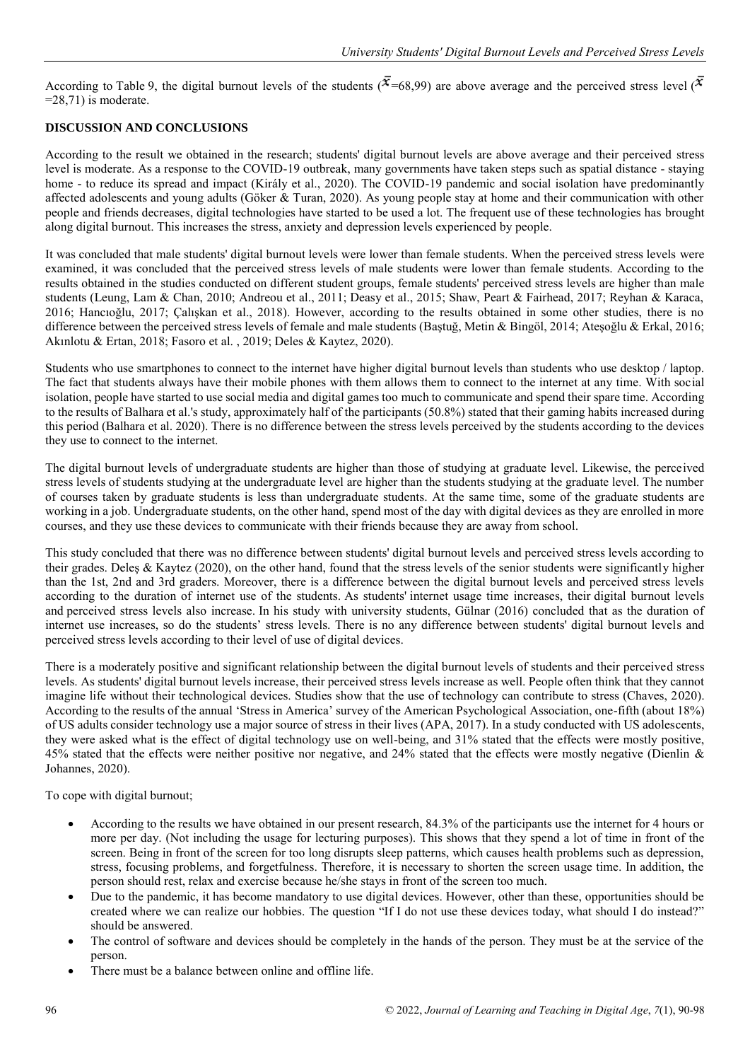According to Table 9, the digital burnout levels of the students ($\bar{x}$=68,99) are above average and the perceived stress level ($\bar{x}$ =28,71) is moderate.

## DISCUSSION AND CONCLUSIONS

According to the result we obtained in the research; students' digital burnout levels are above average and their perceived stress level is moderate. As a response to the COVID-19 outbreak, many governments have taken steps such as spatial distance - staying home - to reduce its spread and impact (Király et al., 2020). The COVID-19 pandemic and social isolation have predominantly affected adolescents and young adults (Göker & Turan, 2020). As young people stay at home and their communication with other people and friends decreases, digital technologies have started to be used a lot. The frequent use of these technologies has brought along digital burnout. This increases the stress, anxiety and depression levels experienced by people.

It was concluded that male students' digital burnout levels were lower than female students. When the perceived stress levels were examined, it was concluded that the perceived stress levels of male students were lower than female students. According to the results obtained in the studies conducted on different student groups, female students' perceived stress levels are higher than male students (Leung, Lam & Chan, 2010; Andreou et al., 2011; Deasy et al., 2015; Shaw, Peart & Fairhead, 2017; Reyhan & Karaca, 2016; Hancıoğlu, 2017; Çalışkan et al., 2018). However, according to the results obtained in some other studies, there is no difference between the perceived stress levels of female and male students (Baştuğ, Metin & Bingöl, 2014; Ateşoğlu & Erkal, 2016; Akınlotu & Ertan, 2018; Fasoro et al. , 2019; Deles & Kaytez, 2020).

Students who use smartphones to connect to the internet have higher digital burnout levels than students who use desktop / laptop. The fact that students always have their mobile phones with them allows them to connect to the internet at any time. With social isolation, people have started to use social media and digital games too much to communicate and spend their spare time. According to the results of Balhara et al.'s study, approximately half of the participants (50.8%) stated that their gaming habits increased during this period (Balhara et al. 2020). There is no difference between the stress levels perceived by the students according to the devices they use to connect to the internet.

The digital burnout levels of undergraduate students are higher than those of studying at graduate level. Likewise, the perceived stress levels of students studying at the undergraduate level are higher than the students studying at the graduate level. The number of courses taken by graduate students is less than undergraduate students. At the same time, some of the graduate students are working in a job. Undergraduate students, on the other hand, spend most of the day with digital devices as they are enrolled in more courses, and they use these devices to communicate with their friends because they are away from school.

This study concluded that there was no difference between students' digital burnout levels and perceived stress levels according to their grades. Deleş & Kaytez (2020), on the other hand, found that the stress levels of the senior students were significantly higher than the 1st, 2nd and 3rd graders. Moreover, there is a difference between the digital burnout levels and perceived stress levels according to the duration of internet use of the students. As students' internet usage time increases, their digital burnout levels and perceived stress levels also increase. In his study with university students, Gülnar (2016) concluded that as the duration of internet use increases, so do the students' stress levels. There is no any difference between students' digital burnout levels and perceived stress levels according to their level of use of digital devices.

There is a moderately positive and significant relationship between the digital burnout levels of students and their perceived stress levels. As students' digital burnout levels increase, their perceived stress levels increase as well. People often think that they cannot imagine life without their technological devices. Studies show that the use of technology can contribute to stress (Chaves, 2020). According to the results of the annual 'Stress in America' survey of the American Psychological Association, one-fifth (about 18%) of US adults consider technology use a major source of stress in their lives (APA, 2017). In a study conducted with US adolescents, they were asked what is the effect of digital technology use on well-being, and 31% stated that the effects were mostly positive, 45% stated that the effects were neither positive nor negative, and 24% stated that the effects were mostly negative (Dienlin & Johannes, 2020).

To cope with digital burnout;

- According to the results we have obtained in our present research, 84.3% of the participants use the internet for 4 hours or more per day. (Not including the usage for lecturing purposes). This shows that they spend a lot of time in front of the screen. Being in front of the screen for too long disrupts sleep patterns, which causes health problems such as depression, stress, focusing problems, and forgetfulness. Therefore, it is necessary to shorten the screen usage time. In addition, the person should rest, relax and exercise because he/she stays in front of the screen too much.
- Due to the pandemic, it has become mandatory to use digital devices. However, other than these, opportunities should be created where we can realize our hobbies. The question "If I do not use these devices today, what should I do instead?" should be answered.
- The control of software and devices should be completely in the hands of the person. They must be at the service of the person.
- There must be a balance between online and offline life.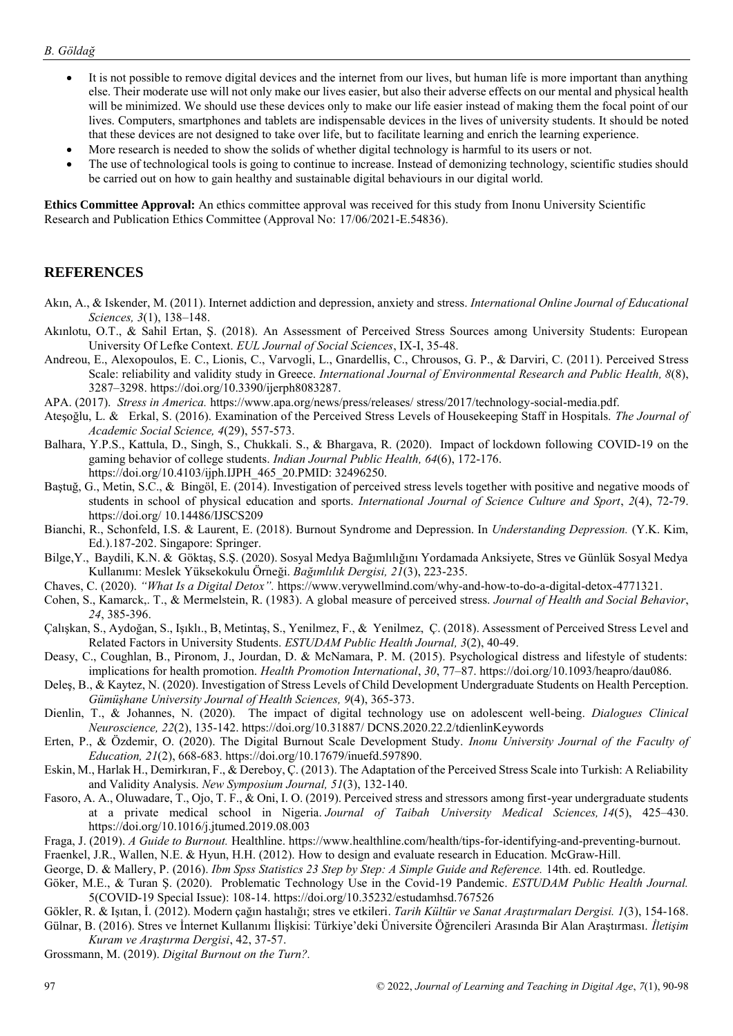- It is not possible to remove digital devices and the internet from our lives, but human life is more important than anything else. Their moderate use will not only make our lives easier, but also their adverse effects on our mental and physical health will be minimized. We should use these devices only to make our life easier instead of making them the focal point of our lives. Computers, smartphones and tablets are indispensable devices in the lives of university students. It should be noted that these devices are not designed to take over life, but to facilitate learning and enrich the learning experience.
- More research is needed to show the solids of whether digital technology is harmful to its users or not.
- The use of technological tools is going to continue to increase. Instead of demonizing technology, scientific studies should be carried out on how to gain healthy and sustainable digital behaviours in our digital world.

**Ethics Committee Approval:** An ethics committee approval was received for this study from Inonu University Scientific Research and Publication Ethics Committee (Approval No: 17/06/2021-E.54836).

## REFERENCES

Akın, A., & Iskender, M. (2011). Internet addiction and depression, anxiety and stress. *International Online Journal of Educational Sciences, 3*(1), 138–148.

Akınlotu, O.T., & Sahil Ertan, Ş. (2018). An Assessment of Perceived Stress Sources among University Students: European University Of Lefke Context. *EUL Journal of Social Sciences*, IX-I, 35-48.

Andreou, E., Alexopoulos, E. C., Lionis, C., Varvogli, L., Gnardellis, C., Chrousos, G. P., & Darviri, C. (2011). Perceived Stress Scale: reliability and validity study in Greece. *International Journal of Environmental Research and Public Health, 8*(8), 3287–3298. https://doi.org/10.3390/ijerph8083287.

APA. (2017). *Stress in America.* https://www.apa.org/news/press/releases/ stress/2017/technology-social-media.pdf.

Ateşoğlu, L. & Erkal, S. (2016). Examination of the Perceived Stress Levels of Housekeeping Staff in Hospitals. *The Journal of Academic Social Science, 4*(29), 557-573.

Balhara, Y.P.S., Kattula, D., Singh, S., Chukkali. S., & Bhargava, R. (2020). Impact of lockdown following COVID-19 on the gaming behavior of college students. *Indian Journal Public Health, 64*(6), 172-176. https://doi.org/10.4103/ijph.IJPH_465_20.PMID: 32496250.

Baştuğ, G., Metin, S.C., & Bingöl, E. (2014). Investigation of perceived stress levels together with positive and negative moods of students in school of physical education and sports. *International Journal of Science Culture and Sport*, *2*(4), 72-79. https://doi.org/ 10.14486/IJSCS209

Bianchi, R., Schonfeld, I.S. & Laurent, E. (2018). Burnout Syndrome and Depression. In *Understanding Depression.* (Y.K. Kim, Ed.).187-202. Singapore: Springer.

Bilge,Y., Baydili, K.N. & Göktaş, S.Ş. (2020). Sosyal Medya Bağımlılığını Yordamada Anksiyete, Stres ve Günlük Sosyal Medya Kullanımı: Meslek Yüksekokulu Örneği. *Bağımlılık Dergisi, 21*(3), 223-235.

Chaves, C. (2020). *"What Is a Digital Detox".* https://www.verywellmind.com/why-and-how-to-do-a-digital-detox-4771321.

Cohen, S., Kamarck,. T., & Mermelstein, R. (1983). A global measure of perceived stress. *Journal of Health and Social Behavior*, *24*, 385-396.

Çalışkan, S., Aydoğan, S., Işıklı., B, Metintaş, S., Yenilmez, F., & Yenilmez, Ç. (2018). Assessment of Perceived Stress Level and Related Factors in University Students. *ESTUDAM Public Health Journal, 3*(2), 40-49.

Deasy, C., Coughlan, B., Pironom, J., Jourdan, D. & McNamara, P. M. (2015). Psychological distress and lifestyle of students: implications for health promotion. *Health Promotion International*, *30*, 77–87. https://doi.org/10.1093/heapro/dau086.

Deleş, B., & Kaytez, N. (2020). Investigation of Stress Levels of Child Development Undergraduate Students on Health Perception. *Gümüşhane University Journal of Health Sciences, 9*(4), 365-373.

Dienlin, T., & Johannes, N. (2020). The impact of digital technology use on adolescent well-being. *Dialogues Clinical Neuroscience, 22*(2), 135-142. https://doi.org/10.31887/ DCNS.2020.22.2/tdienlinKeywords

Erten, P., & Özdemir, O. (2020). The Digital Burnout Scale Development Study. *Inonu University Journal of the Faculty of Education, 21*(2), 668-683. https://doi.org/10.17679/inuefd.597890.

Eskin, M., Harlak H., Demirkıran, F., & Dereboy, Ç. (2013). The Adaptation of the Perceived Stress Scale into Turkish: A Reliability and Validity Analysis. *New Symposium Journal, 51*(3), 132-140.

Fasoro, A. A., Oluwadare, T., Ojo, T. F., & Oni, I. O. (2019). Perceived stress and stressors among first-year undergraduate students at a private medical school in Nigeria. *Journal of Taibah University Medical Sciences, 14*(5), 425–430. https://doi.org/10.1016/j.jtumed.2019.08.003

Fraga, J. (2019). *A Guide to Burnout.* Healthline. https://www.healthline.com/health/tips-for-identifying-and-preventing-burnout.

Fraenkel, J.R., Wallen, N.E. & Hyun, H.H. (2012). How to design and evaluate research in Education. McGraw-Hill.

George, D. & Mallery, P. (2016). *Ibm Spss Statistics 23 Step by Step: A Simple Guide and Reference.* 14th. ed. Routledge.

Göker, M.E., & Turan Ş. (2020). Problematic Technology Use in the Covid-19 Pandemic. *ESTUDAM Public Health Journal.* 5(COVID-19 Special Issue): 108-14. https://doi.org/10.35232/estudamhsd.767526

Gökler, R. & Işıtan, İ. (2012). Modern çağın hastalığı; stres ve etkileri. *Tarih Kültür ve Sanat Araştırmaları Dergisi. 1*(3), 154-168.

Gülnar, B. (2016). Stres ve İnternet Kullanımı İlişkisi: Türkiye'deki Üniversite Öğrencileri Arasında Bir Alan Araştırması. *İletişim Kuram ve Araştırma Dergisi*, 42, 37-57.

Grossmann, M. (2019). *Digital Burnout on the Turn?.*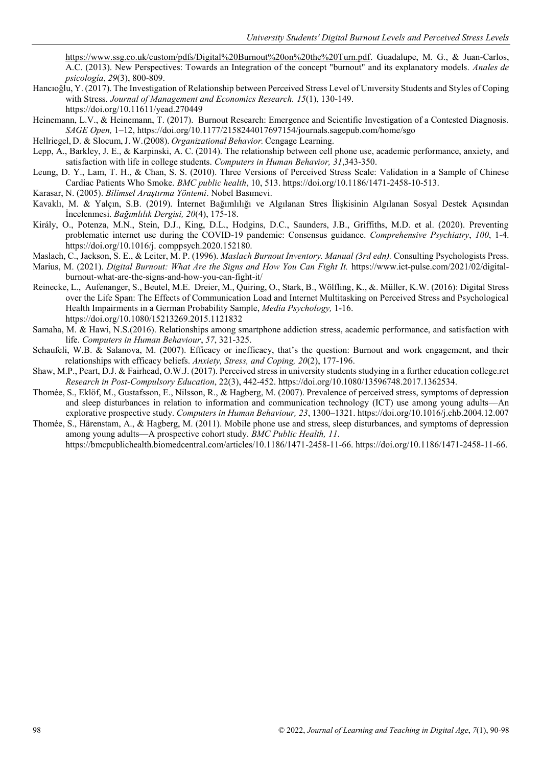https://www.ssg.co.uk/custom/pdfs/Digital%20Burnout%20on%20the%20Turn.pdf. Guadalupe, M. G., & Juan-Carlos, A.C. (2013). New Perspectives: Towards an Integration of the concept "burnout" and its explanatory models. *Anales de psicología*, *29*(3), 800-809.

Hancıoğlu, Y. (2017). The Investigation of Relationship between Perceived Stress Level of Unıversity Students and Styles of Coping with Stress. *Journal of Management and Economics Research. 15*(1), 130-149. https://doi.org/10.11611/yead.270449

Heinemann, L.V., & Heinemann, T. (2017). Burnout Research: Emergence and Scientific Investigation of a Contested Diagnosis. *SAGE Open,* 1–12, https://doi.org/10.1177/2158244017697154/journals.sagepub.com/home/sgo

Hellriegel, D. & Slocum, J. W.(2008). *Organizational Behavior.* Cengage Learning.

Lepp, A., Barkley, J. E., & Karpinski, A. C. (2014). The relationship between cell phone use, academic performance, anxiety, and satisfaction with life in college students. *Computers in Human Behavior, 31*,343-350.

Leung, D. Y., Lam, T. H., & Chan, S. S. (2010). Three Versions of Perceived Stress Scale: Validation in a Sample of Chinese Cardiac Patients Who Smoke. *BMC public health*, 10, 513. https://doi.org/10.1186/1471-2458-10-513.

Karasar, N. (2005). *Bilimsel Araştırma Yöntemi*. Nobel Basımevi.

Kavaklı, M. & Yalçın, S.B. (2019). İnternet Bağımlılığı ve Algılanan Stres İlişkisinin Algılanan Sosyal Destek Açısından İncelenmesi. *Bağımlılık Dergisi, 20*(4), 175-18.

Király, O., Potenza, M.N., Stein, D.J., King, D.L., Hodgins, D.C., Saunders, J.B., Griffiths, M.D. et al. (2020). Preventing problematic internet use during the COVID-19 pandemic: Consensus guidance. *Comprehensive Psychiatry*, *100*, 1-4. https://doi.org/10.1016/j. comppsych.2020.152180.

Maslach, C., Jackson, S. E., & Leiter, M. P. (1996). *Maslach Burnout Inventory. Manual (3rd edn).* Consulting Psychologists Press.

Marius, M. (2021). *Digital Burnout: What Are the Signs and How You Can Fight It.* https://www.ict-pulse.com/2021/02/digital-burnout-what-are-the-signs-and-how-you-can-fight-it/

Reinecke, L., Aufenanger, S., Beutel, M.E. Dreier, M., Quiring, O., Stark, B., Wölfling, K., &. Müller, K.W. (2016): Digital Stress over the Life Span: The Effects of Communication Load and Internet Multitasking on Perceived Stress and Psychological Health Impairments in a German Probability Sample, *Media Psychology,* 1-16. https://doi.org/10.1080/15213269.2015.1121832

Samaha, M. & Hawi, N.S.(2016). Relationships among smartphone addiction stress, academic performance, and satisfaction with life. *Computers in Human Behaviour*, *57*, 321-325.

Schaufeli, W.B. & Salanova, M. (2007). Efficacy or inefficacy, that's the question: Burnout and work engagement, and their relationships with efficacy beliefs. *Anxiety, Stress, and Coping, 20*(2), 177-196.

Shaw, M.P., Peart, D.J. & Fairhead, O.W.J. (2017). Perceived stress in university students studying in a further education college.ret *Research in Post-Compulsory Education*, 22(3), 442-452. https://doi.org/10.1080/13596748.2017.1362534.

Thomée, S., Eklöf, M., Gustafsson, E., Nilsson, R., & Hagberg, M. (2007). Prevalence of perceived stress, symptoms of depression and sleep disturbances in relation to information and communication technology (ICT) use among young adults—An explorative prospective study. *Computers in Human Behaviour, 23*, 1300–1321. https://doi.org/10.1016/j.chb.2004.12.007

Thomée, S., Härenstam, A., & Hagberg, M. (2011). Mobile phone use and stress, sleep disturbances, and symptoms of depression among young adults—A prospective cohort study. *BMC Public Health, 11*. https://bmcpublichealth.biomedcentral.com/articles/10.1186/1471-2458-11-66. https://doi.org/10.1186/1471-2458-11-66.